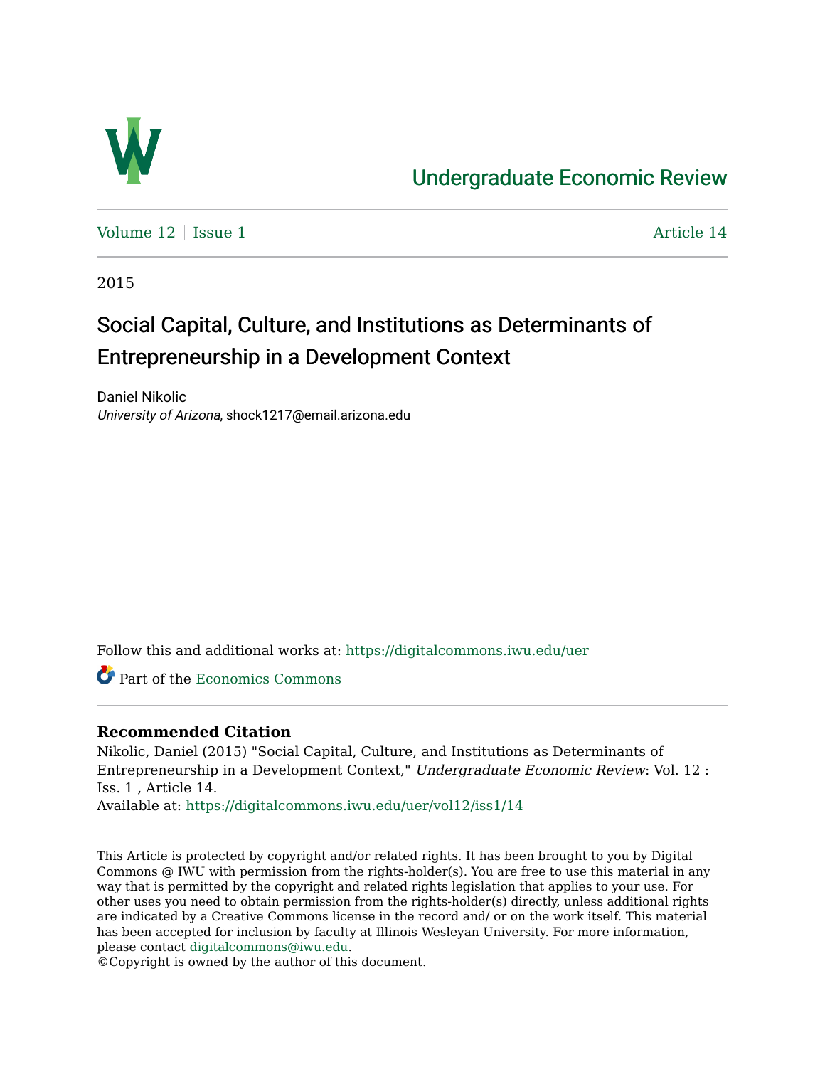Undergraduate Economic Review

Volume 12 | Issue 1 | Article 14

2015

# Social Capital, Culture, and Institutions as Determinants of Entrepreneurship in a Development Context

Daniel Nikolic
*University of Arizona*, shock1217@email.arizona.edu

Follow this and additional works at: https://digitalcommons.iwu.edu/uer

Part of the Economics Commons

**Recommended Citation**

Nikolic, Daniel (2015) "Social Capital, Culture, and Institutions as Determinants of Entrepreneurship in a Development Context," *Undergraduate Economic Review*: Vol. 12 : Iss. 1 , Article 14.
Available at: https://digitalcommons.iwu.edu/uer/vol12/iss1/14

This Article is protected by copyright and/or related rights. It has been brought to you by Digital Commons @ IWU with permission from the rights-holder(s). You are free to use this material in any way that is permitted by the copyright and related rights legislation that applies to your use. For other uses you need to obtain permission from the rights-holder(s) directly, unless additional rights are indicated by a Creative Commons license in the record and/ or on the work itself. This material has been accepted for inclusion by faculty at Illinois Wesleyan University. For more information, please contact digitalcommons@iwu.edu.
©Copyright is owned by the author of this document.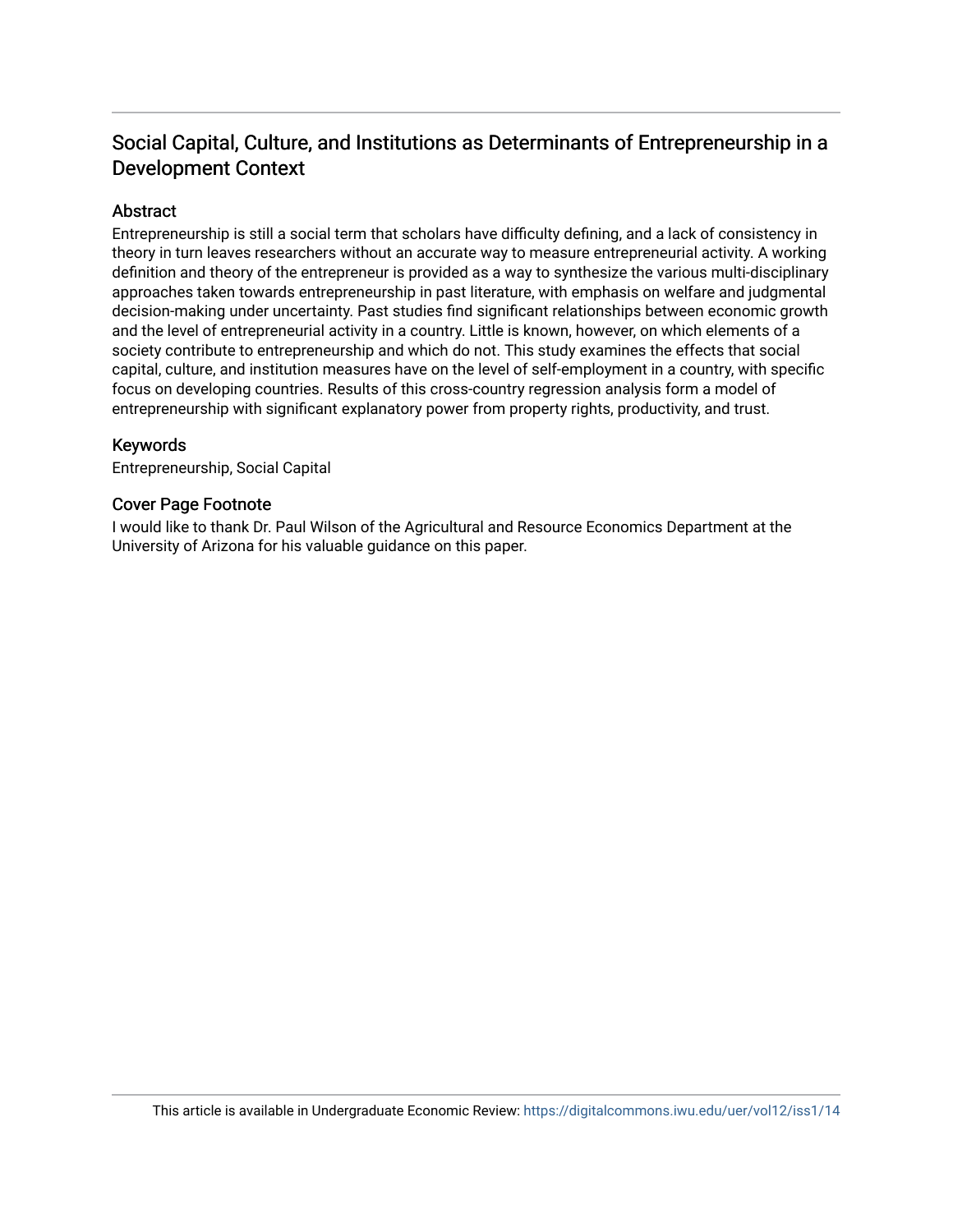## Social Capital, Culture, and Institutions as Determinants of Entrepreneurship in a Development Context

### Abstract

Entrepreneurship is still a social term that scholars have difficulty defining, and a lack of consistency in theory in turn leaves researchers without an accurate way to measure entrepreneurial activity. A working definition and theory of the entrepreneur is provided as a way to synthesize the various multi-disciplinary approaches taken towards entrepreneurship in past literature, with emphasis on welfare and judgmental decision-making under uncertainty. Past studies find significant relationships between economic growth and the level of entrepreneurial activity in a country. Little is known, however, on which elements of a society contribute to entrepreneurship and which do not. This study examines the effects that social capital, culture, and institution measures have on the level of self-employment in a country, with specific focus on developing countries. Results of this cross-country regression analysis form a model of entrepreneurship with significant explanatory power from property rights, productivity, and trust.

### Keywords

Entrepreneurship, Social Capital

### Cover Page Footnote

I would like to thank Dr. Paul Wilson of the Agricultural and Resource Economics Department at the University of Arizona for his valuable guidance on this paper.

This article is available in Undergraduate Economic Review: https://digitalcommons.iwu.edu/uer/vol12/iss1/14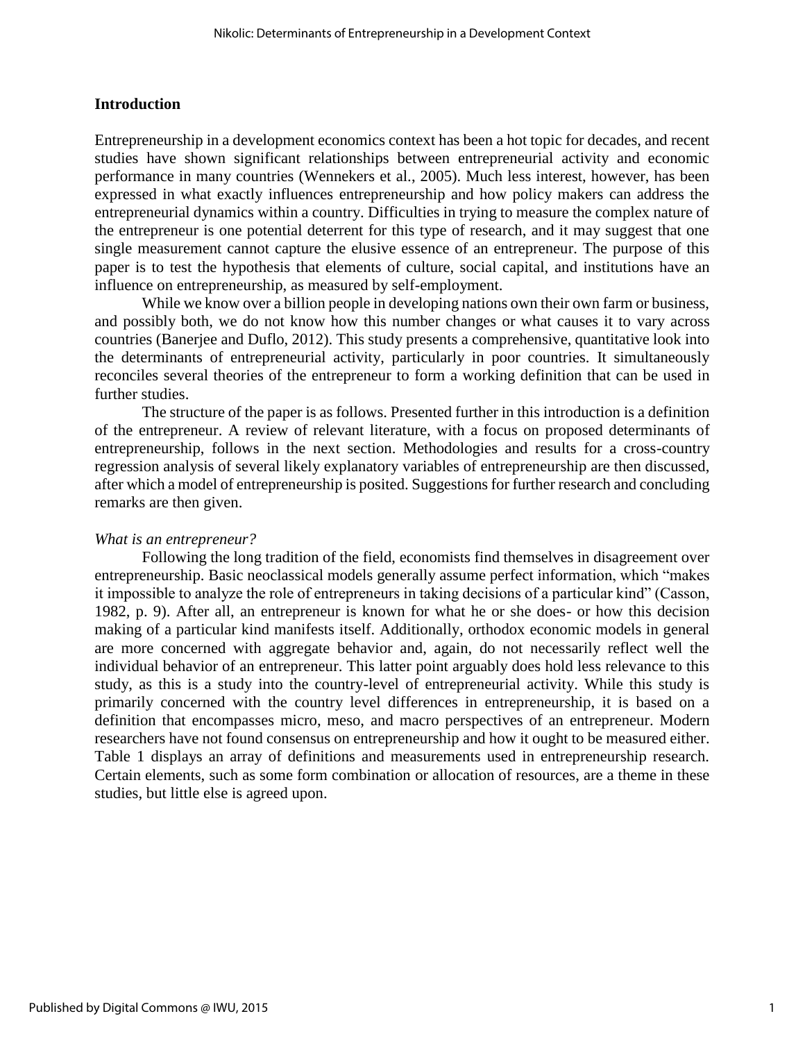## Introduction

Entrepreneurship in a development economics context has been a hot topic for decades, and recent studies have shown significant relationships between entrepreneurial activity and economic performance in many countries (Wennekers et al., 2005). Much less interest, however, has been expressed in what exactly influences entrepreneurship and how policy makers can address the entrepreneurial dynamics within a country. Difficulties in trying to measure the complex nature of the entrepreneur is one potential deterrent for this type of research, and it may suggest that one single measurement cannot capture the elusive essence of an entrepreneur. The purpose of this paper is to test the hypothesis that elements of culture, social capital, and institutions have an influence on entrepreneurship, as measured by self-employment.

While we know over a billion people in developing nations own their own farm or business, and possibly both, we do not know how this number changes or what causes it to vary across countries (Banerjee and Duflo, 2012). This study presents a comprehensive, quantitative look into the determinants of entrepreneurial activity, particularly in poor countries. It simultaneously reconciles several theories of the entrepreneur to form a working definition that can be used in further studies.

The structure of the paper is as follows. Presented further in this introduction is a definition of the entrepreneur. A review of relevant literature, with a focus on proposed determinants of entrepreneurship, follows in the next section. Methodologies and results for a cross-country regression analysis of several likely explanatory variables of entrepreneurship are then discussed, after which a model of entrepreneurship is posited. Suggestions for further research and concluding remarks are then given.

### *What is an entrepreneur?*

Following the long tradition of the field, economists find themselves in disagreement over entrepreneurship. Basic neoclassical models generally assume perfect information, which "makes it impossible to analyze the role of entrepreneurs in taking decisions of a particular kind" (Casson, 1982, p. 9). After all, an entrepreneur is known for what he or she does- or how this decision making of a particular kind manifests itself. Additionally, orthodox economic models in general are more concerned with aggregate behavior and, again, do not necessarily reflect well the individual behavior of an entrepreneur. This latter point arguably does hold less relevance to this study, as this is a study into the country-level of entrepreneurial activity. While this study is primarily concerned with the country level differences in entrepreneurship, it is based on a definition that encompasses micro, meso, and macro perspectives of an entrepreneur. Modern researchers have not found consensus on entrepreneurship and how it ought to be measured either. Table 1 displays an array of definitions and measurements used in entrepreneurship research. Certain elements, such as some form combination or allocation of resources, are a theme in these studies, but little else is agreed upon.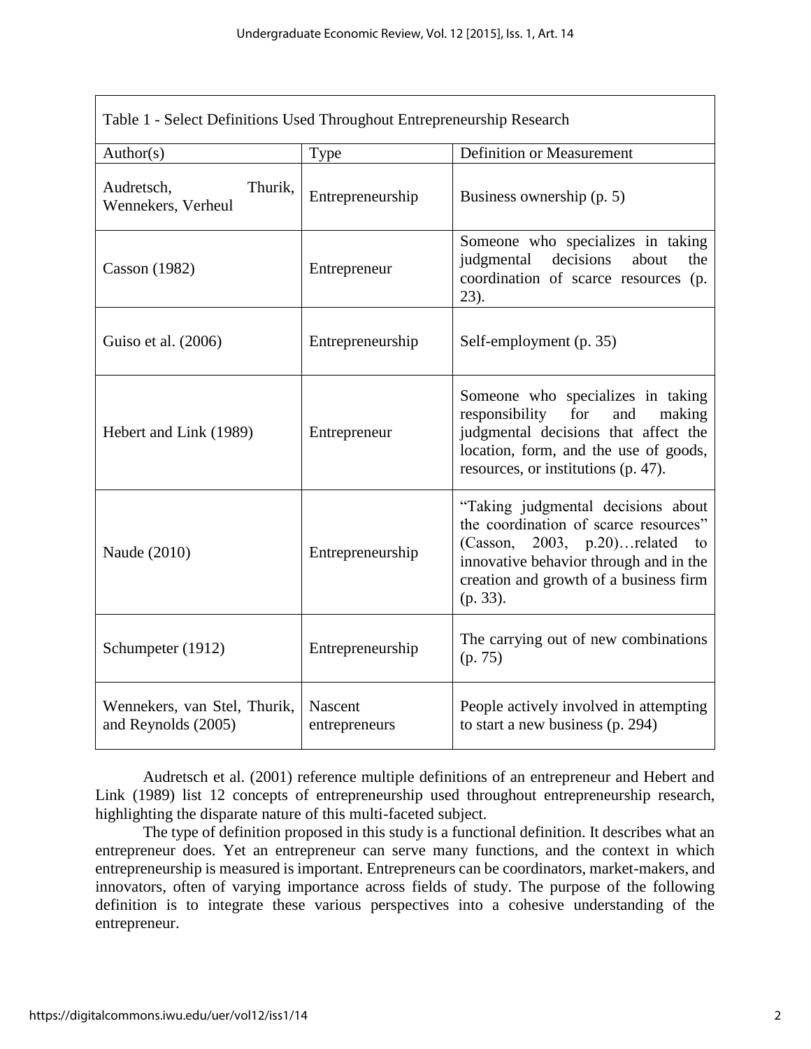Table 1 - Select Definitions Used Throughout Entrepreneurship Research

| Author(s) | Type | Definition or Measurement |
|---|---|---|
| Audretsch, Thurik, Wennekers, Verheul | Entrepreneurship | Business ownership (p. 5) |
| Casson (1982) | Entrepreneur | Someone who specializes in taking judgmental decisions about the coordination of scarce resources (p. 23). |
| Guiso et al. (2006) | Entrepreneurship | Self-employment (p. 35) |
| Hebert and Link (1989) | Entrepreneur | Someone who specializes in taking responsibility for and making judgmental decisions that affect the location, form, and the use of goods, resources, or institutions (p. 47). |
| Naude (2010) | Entrepreneurship | "Taking judgmental decisions about the coordination of scarce resources" (Casson, 2003, p.20)…related to innovative behavior through and in the creation and growth of a business firm (p. 33). |
| Schumpeter (1912) | Entrepreneurship | The carrying out of new combinations (p. 75) |
| Wennekers, van Stel, Thurik, and Reynolds (2005) | Nascent entrepreneurs | People actively involved in attempting to start a new business (p. 294) |

Audretsch et al. (2001) reference multiple definitions of an entrepreneur and Hebert and Link (1989) list 12 concepts of entrepreneurship used throughout entrepreneurship research, highlighting the disparate nature of this multi-faceted subject.

The type of definition proposed in this study is a functional definition. It describes what an entrepreneur does. Yet an entrepreneur can serve many functions, and the context in which entrepreneurship is measured is important. Entrepreneurs can be coordinators, market-makers, and innovators, often of varying importance across fields of study. The purpose of the following definition is to integrate these various perspectives into a cohesive understanding of the entrepreneur.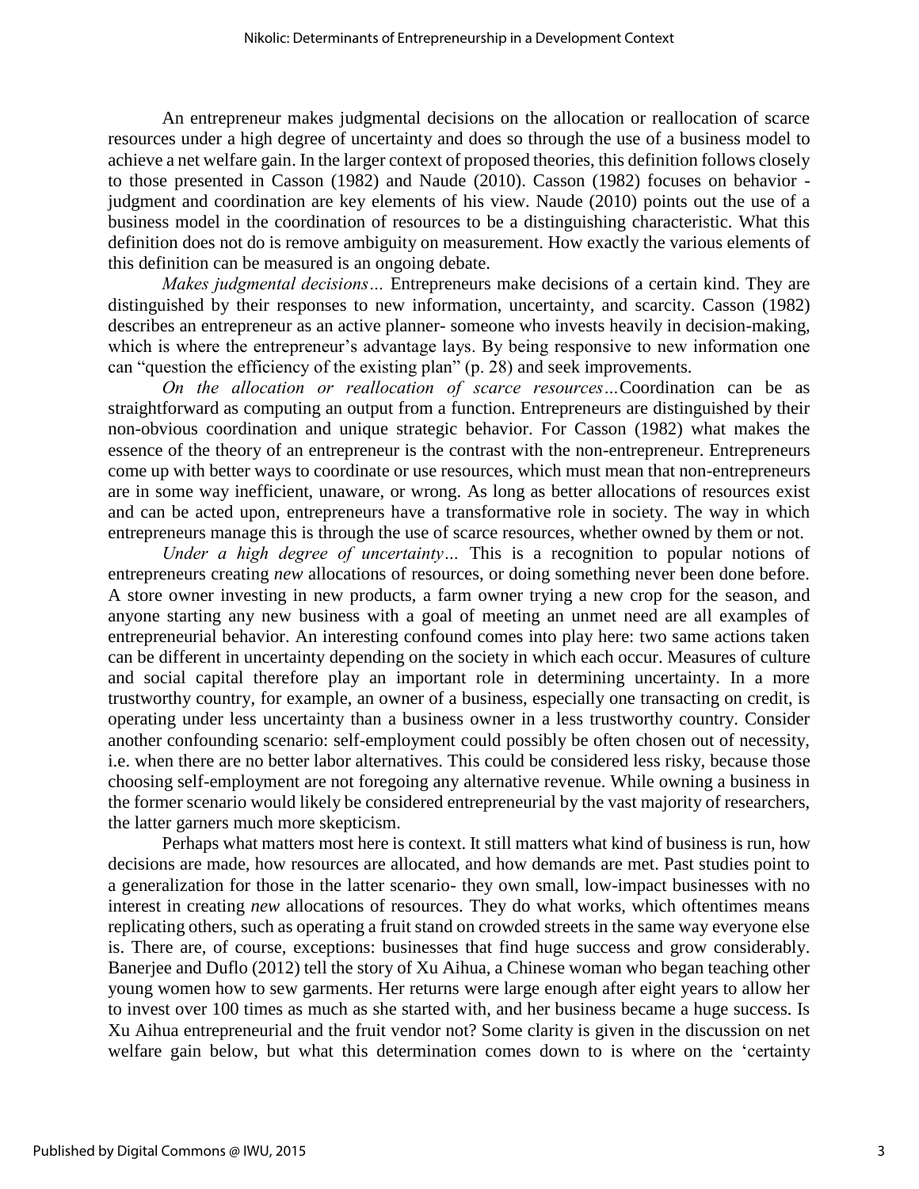An entrepreneur makes judgmental decisions on the allocation or reallocation of scarce resources under a high degree of uncertainty and does so through the use of a business model to achieve a net welfare gain. In the larger context of proposed theories, this definition follows closely to those presented in Casson (1982) and Naude (2010). Casson (1982) focuses on behavior - judgment and coordination are key elements of his view. Naude (2010) points out the use of a business model in the coordination of resources to be a distinguishing characteristic. What this definition does not do is remove ambiguity on measurement. How exactly the various elements of this definition can be measured is an ongoing debate.

*Makes judgmental decisions…* Entrepreneurs make decisions of a certain kind. They are distinguished by their responses to new information, uncertainty, and scarcity. Casson (1982) describes an entrepreneur as an active planner- someone who invests heavily in decision-making, which is where the entrepreneur's advantage lays. By being responsive to new information one can "question the efficiency of the existing plan" (p. 28) and seek improvements.

*On the allocation or reallocation of scarce resources…*Coordination can be as straightforward as computing an output from a function. Entrepreneurs are distinguished by their non-obvious coordination and unique strategic behavior. For Casson (1982) what makes the essence of the theory of an entrepreneur is the contrast with the non-entrepreneur. Entrepreneurs come up with better ways to coordinate or use resources, which must mean that non-entrepreneurs are in some way inefficient, unaware, or wrong. As long as better allocations of resources exist and can be acted upon, entrepreneurs have a transformative role in society. The way in which entrepreneurs manage this is through the use of scarce resources, whether owned by them or not.

*Under a high degree of uncertainty…* This is a recognition to popular notions of entrepreneurs creating *new* allocations of resources, or doing something never been done before. A store owner investing in new products, a farm owner trying a new crop for the season, and anyone starting any new business with a goal of meeting an unmet need are all examples of entrepreneurial behavior. An interesting confound comes into play here: two same actions taken can be different in uncertainty depending on the society in which each occur. Measures of culture and social capital therefore play an important role in determining uncertainty. In a more trustworthy country, for example, an owner of a business, especially one transacting on credit, is operating under less uncertainty than a business owner in a less trustworthy country. Consider another confounding scenario: self-employment could possibly be often chosen out of necessity, i.e. when there are no better labor alternatives. This could be considered less risky, because those choosing self-employment are not foregoing any alternative revenue. While owning a business in the former scenario would likely be considered entrepreneurial by the vast majority of researchers, the latter garners much more skepticism.

Perhaps what matters most here is context. It still matters what kind of business is run, how decisions are made, how resources are allocated, and how demands are met. Past studies point to a generalization for those in the latter scenario- they own small, low-impact businesses with no interest in creating *new* allocations of resources. They do what works, which oftentimes means replicating others, such as operating a fruit stand on crowded streets in the same way everyone else is. There are, of course, exceptions: businesses that find huge success and grow considerably. Banerjee and Duflo (2012) tell the story of Xu Aihua, a Chinese woman who began teaching other young women how to sew garments. Her returns were large enough after eight years to allow her to invest over 100 times as much as she started with, and her business became a huge success. Is Xu Aihua entrepreneurial and the fruit vendor not? Some clarity is given in the discussion on net welfare gain below, but what this determination comes down to is where on the 'certainty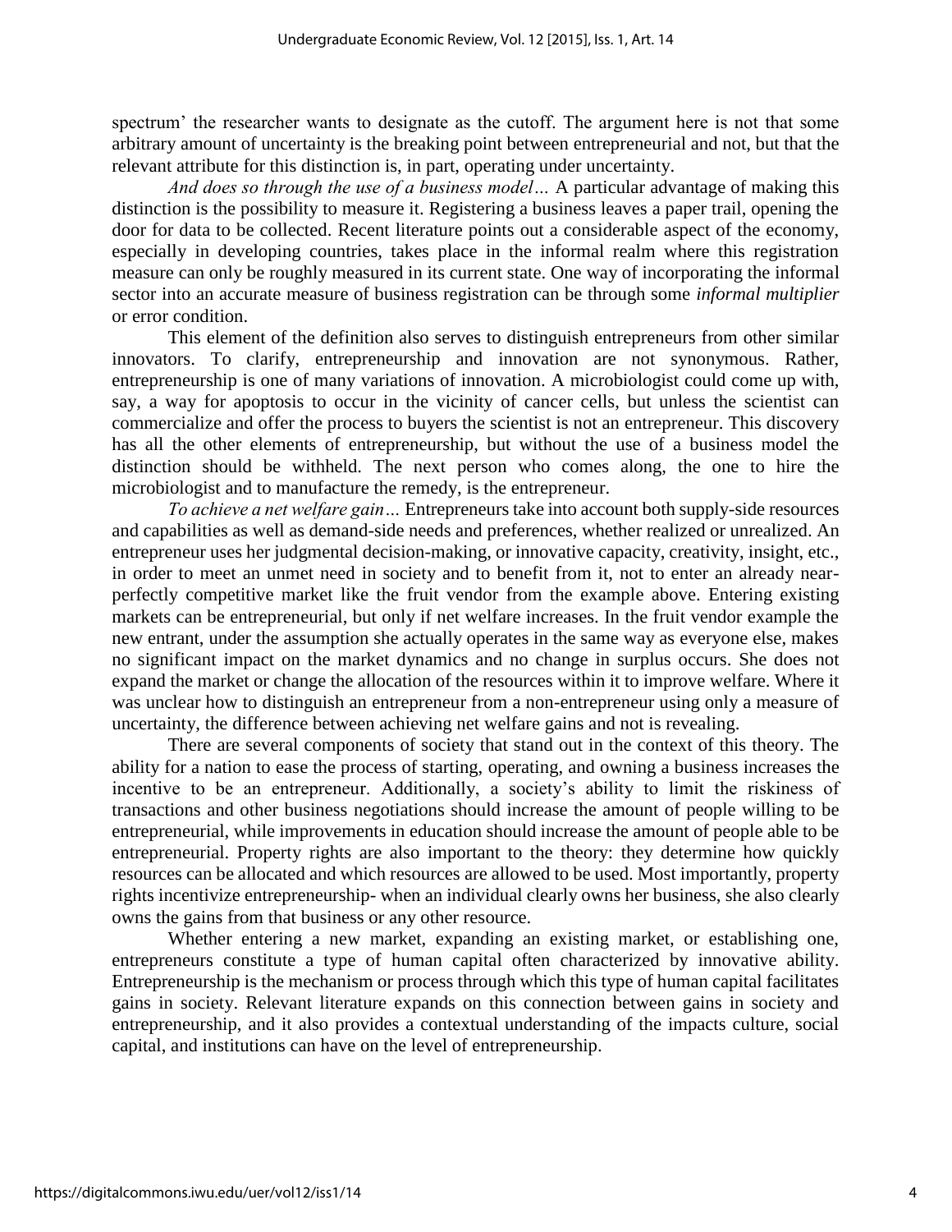spectrum' the researcher wants to designate as the cutoff. The argument here is not that some arbitrary amount of uncertainty is the breaking point between entrepreneurial and not, but that the relevant attribute for this distinction is, in part, operating under uncertainty.

*And does so through the use of a business model…* A particular advantage of making this distinction is the possibility to measure it. Registering a business leaves a paper trail, opening the door for data to be collected. Recent literature points out a considerable aspect of the economy, especially in developing countries, takes place in the informal realm where this registration measure can only be roughly measured in its current state. One way of incorporating the informal sector into an accurate measure of business registration can be through some *informal multiplier* or error condition.

This element of the definition also serves to distinguish entrepreneurs from other similar innovators. To clarify, entrepreneurship and innovation are not synonymous. Rather, entrepreneurship is one of many variations of innovation. A microbiologist could come up with, say, a way for apoptosis to occur in the vicinity of cancer cells, but unless the scientist can commercialize and offer the process to buyers the scientist is not an entrepreneur. This discovery has all the other elements of entrepreneurship, but without the use of a business model the distinction should be withheld. The next person who comes along, the one to hire the microbiologist and to manufacture the remedy, is the entrepreneur.

*To achieve a net welfare gain…* Entrepreneurs take into account both supply-side resources and capabilities as well as demand-side needs and preferences, whether realized or unrealized. An entrepreneur uses her judgmental decision-making, or innovative capacity, creativity, insight, etc., in order to meet an unmet need in society and to benefit from it, not to enter an already near-perfectly competitive market like the fruit vendor from the example above. Entering existing markets can be entrepreneurial, but only if net welfare increases. In the fruit vendor example the new entrant, under the assumption she actually operates in the same way as everyone else, makes no significant impact on the market dynamics and no change in surplus occurs. She does not expand the market or change the allocation of the resources within it to improve welfare. Where it was unclear how to distinguish an entrepreneur from a non-entrepreneur using only a measure of uncertainty, the difference between achieving net welfare gains and not is revealing.

There are several components of society that stand out in the context of this theory. The ability for a nation to ease the process of starting, operating, and owning a business increases the incentive to be an entrepreneur. Additionally, a society's ability to limit the riskiness of transactions and other business negotiations should increase the amount of people willing to be entrepreneurial, while improvements in education should increase the amount of people able to be entrepreneurial. Property rights are also important to the theory: they determine how quickly resources can be allocated and which resources are allowed to be used. Most importantly, property rights incentivize entrepreneurship- when an individual clearly owns her business, she also clearly owns the gains from that business or any other resource.

Whether entering a new market, expanding an existing market, or establishing one, entrepreneurs constitute a type of human capital often characterized by innovative ability. Entrepreneurship is the mechanism or process through which this type of human capital facilitates gains in society. Relevant literature expands on this connection between gains in society and entrepreneurship, and it also provides a contextual understanding of the impacts culture, social capital, and institutions can have on the level of entrepreneurship.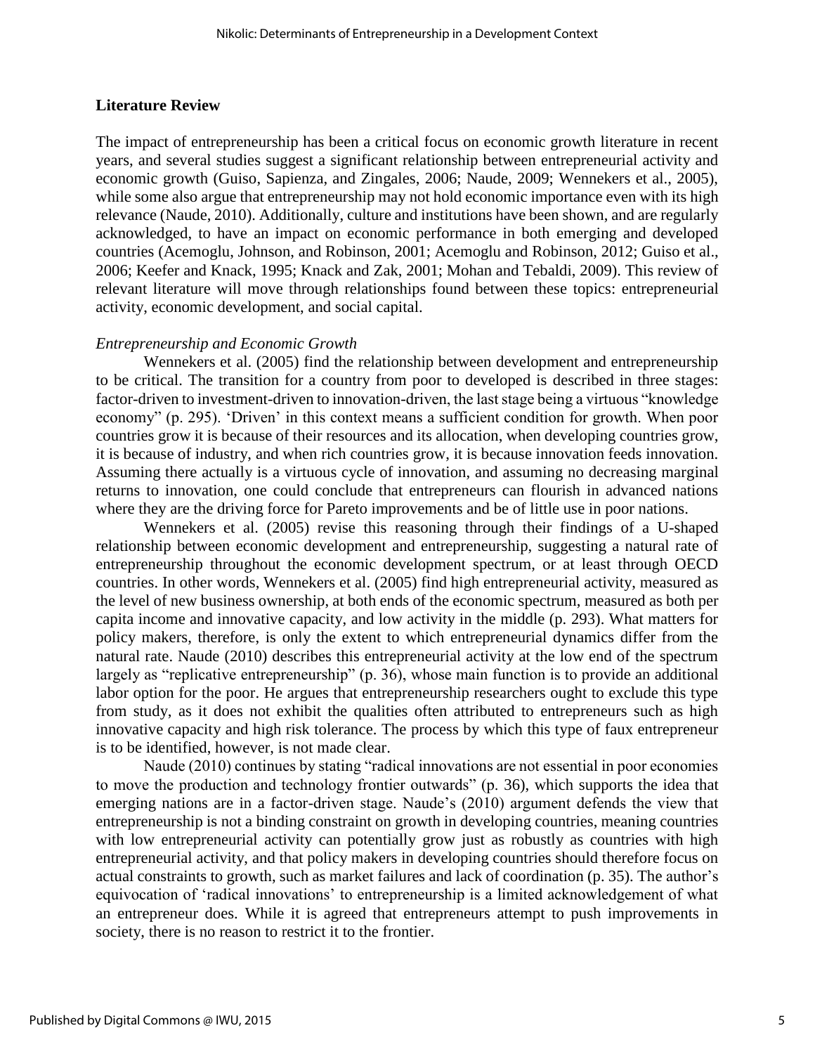## Literature Review

The impact of entrepreneurship has been a critical focus on economic growth literature in recent years, and several studies suggest a significant relationship between entrepreneurial activity and economic growth (Guiso, Sapienza, and Zingales, 2006; Naude, 2009; Wennekers et al., 2005), while some also argue that entrepreneurship may not hold economic importance even with its high relevance (Naude, 2010). Additionally, culture and institutions have been shown, and are regularly acknowledged, to have an impact on economic performance in both emerging and developed countries (Acemoglu, Johnson, and Robinson, 2001; Acemoglu and Robinson, 2012; Guiso et al., 2006; Keefer and Knack, 1995; Knack and Zak, 2001; Mohan and Tebaldi, 2009). This review of relevant literature will move through relationships found between these topics: entrepreneurial activity, economic development, and social capital.

### *Entrepreneurship and Economic Growth*

Wennekers et al. (2005) find the relationship between development and entrepreneurship to be critical. The transition for a country from poor to developed is described in three stages: factor-driven to investment-driven to innovation-driven, the last stage being a virtuous "knowledge economy" (p. 295). 'Driven' in this context means a sufficient condition for growth. When poor countries grow it is because of their resources and its allocation, when developing countries grow, it is because of industry, and when rich countries grow, it is because innovation feeds innovation. Assuming there actually is a virtuous cycle of innovation, and assuming no decreasing marginal returns to innovation, one could conclude that entrepreneurs can flourish in advanced nations where they are the driving force for Pareto improvements and be of little use in poor nations.

Wennekers et al. (2005) revise this reasoning through their findings of a U-shaped relationship between economic development and entrepreneurship, suggesting a natural rate of entrepreneurship throughout the economic development spectrum, or at least through OECD countries. In other words, Wennekers et al. (2005) find high entrepreneurial activity, measured as the level of new business ownership, at both ends of the economic spectrum, measured as both per capita income and innovative capacity, and low activity in the middle (p. 293). What matters for policy makers, therefore, is only the extent to which entrepreneurial dynamics differ from the natural rate. Naude (2010) describes this entrepreneurial activity at the low end of the spectrum largely as "replicative entrepreneurship" (p. 36), whose main function is to provide an additional labor option for the poor. He argues that entrepreneurship researchers ought to exclude this type from study, as it does not exhibit the qualities often attributed to entrepreneurs such as high innovative capacity and high risk tolerance. The process by which this type of faux entrepreneur is to be identified, however, is not made clear.

Naude (2010) continues by stating "radical innovations are not essential in poor economies to move the production and technology frontier outwards" (p. 36), which supports the idea that emerging nations are in a factor-driven stage. Naude's (2010) argument defends the view that entrepreneurship is not a binding constraint on growth in developing countries, meaning countries with low entrepreneurial activity can potentially grow just as robustly as countries with high entrepreneurial activity, and that policy makers in developing countries should therefore focus on actual constraints to growth, such as market failures and lack of coordination (p. 35). The author's equivocation of 'radical innovations' to entrepreneurship is a limited acknowledgement of what an entrepreneur does. While it is agreed that entrepreneurs attempt to push improvements in society, there is no reason to restrict it to the frontier.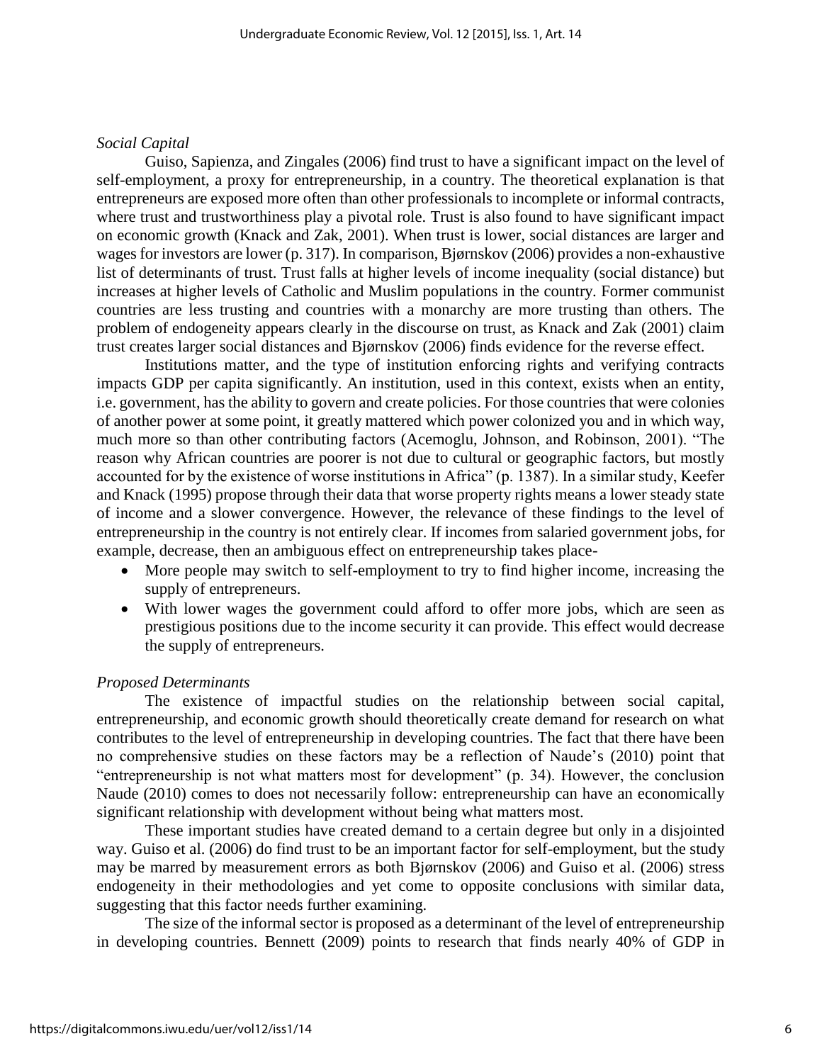*Social Capital*

Guiso, Sapienza, and Zingales (2006) find trust to have a significant impact on the level of self-employment, a proxy for entrepreneurship, in a country. The theoretical explanation is that entrepreneurs are exposed more often than other professionals to incomplete or informal contracts, where trust and trustworthiness play a pivotal role. Trust is also found to have significant impact on economic growth (Knack and Zak, 2001). When trust is lower, social distances are larger and wages for investors are lower (p. 317). In comparison, Bjørnskov (2006) provides a non-exhaustive list of determinants of trust. Trust falls at higher levels of income inequality (social distance) but increases at higher levels of Catholic and Muslim populations in the country. Former communist countries are less trusting and countries with a monarchy are more trusting than others. The problem of endogeneity appears clearly in the discourse on trust, as Knack and Zak (2001) claim trust creates larger social distances and Bjørnskov (2006) finds evidence for the reverse effect.

Institutions matter, and the type of institution enforcing rights and verifying contracts impacts GDP per capita significantly. An institution, used in this context, exists when an entity, i.e. government, has the ability to govern and create policies. For those countries that were colonies of another power at some point, it greatly mattered which power colonized you and in which way, much more so than other contributing factors (Acemoglu, Johnson, and Robinson, 2001). "The reason why African countries are poorer is not due to cultural or geographic factors, but mostly accounted for by the existence of worse institutions in Africa" (p. 1387). In a similar study, Keefer and Knack (1995) propose through their data that worse property rights means a lower steady state of income and a slower convergence. However, the relevance of these findings to the level of entrepreneurship in the country is not entirely clear. If incomes from salaried government jobs, for example, decrease, then an ambiguous effect on entrepreneurship takes place-

- More people may switch to self-employment to try to find higher income, increasing the supply of entrepreneurs.
- With lower wages the government could afford to offer more jobs, which are seen as prestigious positions due to the income security it can provide. This effect would decrease the supply of entrepreneurs.

*Proposed Determinants*

The existence of impactful studies on the relationship between social capital, entrepreneurship, and economic growth should theoretically create demand for research on what contributes to the level of entrepreneurship in developing countries. The fact that there have been no comprehensive studies on these factors may be a reflection of Naude's (2010) point that "entrepreneurship is not what matters most for development" (p. 34). However, the conclusion Naude (2010) comes to does not necessarily follow: entrepreneurship can have an economically significant relationship with development without being what matters most.

These important studies have created demand to a certain degree but only in a disjointed way. Guiso et al. (2006) do find trust to be an important factor for self-employment, but the study may be marred by measurement errors as both Bjørnskov (2006) and Guiso et al. (2006) stress endogeneity in their methodologies and yet come to opposite conclusions with similar data, suggesting that this factor needs further examining.

The size of the informal sector is proposed as a determinant of the level of entrepreneurship in developing countries. Bennett (2009) points to research that finds nearly 40% of GDP in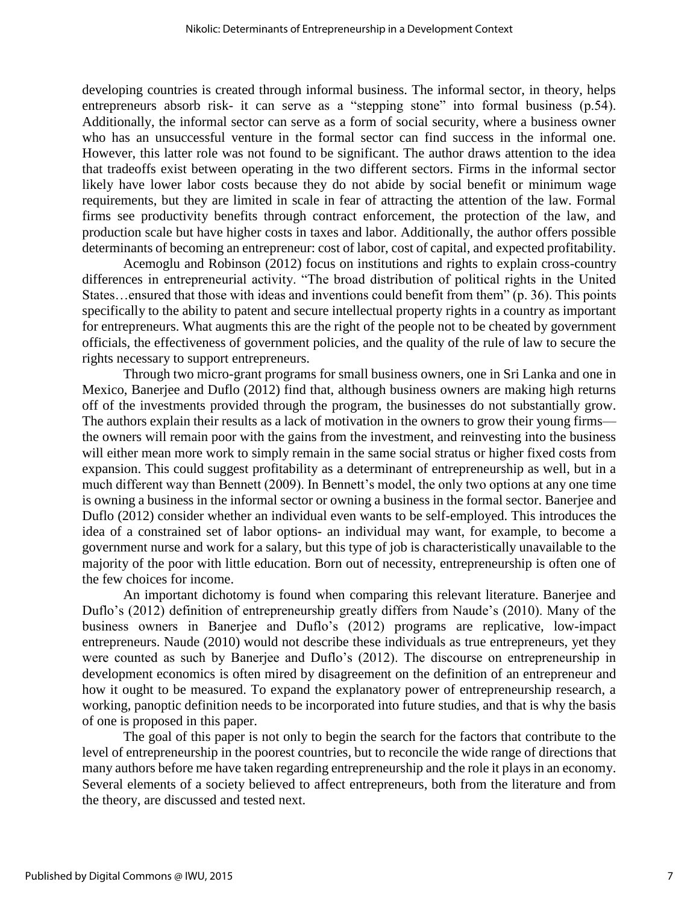developing countries is created through informal business. The informal sector, in theory, helps entrepreneurs absorb risk- it can serve as a "stepping stone" into formal business (p.54). Additionally, the informal sector can serve as a form of social security, where a business owner who has an unsuccessful venture in the formal sector can find success in the informal one. However, this latter role was not found to be significant. The author draws attention to the idea that tradeoffs exist between operating in the two different sectors. Firms in the informal sector likely have lower labor costs because they do not abide by social benefit or minimum wage requirements, but they are limited in scale in fear of attracting the attention of the law. Formal firms see productivity benefits through contract enforcement, the protection of the law, and production scale but have higher costs in taxes and labor. Additionally, the author offers possible determinants of becoming an entrepreneur: cost of labor, cost of capital, and expected profitability.

Acemoglu and Robinson (2012) focus on institutions and rights to explain cross-country differences in entrepreneurial activity. "The broad distribution of political rights in the United States…ensured that those with ideas and inventions could benefit from them" (p. 36). This points specifically to the ability to patent and secure intellectual property rights in a country as important for entrepreneurs. What augments this are the right of the people not to be cheated by government officials, the effectiveness of government policies, and the quality of the rule of law to secure the rights necessary to support entrepreneurs.

Through two micro-grant programs for small business owners, one in Sri Lanka and one in Mexico, Banerjee and Duflo (2012) find that, although business owners are making high returns off of the investments provided through the program, the businesses do not substantially grow. The authors explain their results as a lack of motivation in the owners to grow their young firms—the owners will remain poor with the gains from the investment, and reinvesting into the business will either mean more work to simply remain in the same social stratus or higher fixed costs from expansion. This could suggest profitability as a determinant of entrepreneurship as well, but in a much different way than Bennett (2009). In Bennett's model, the only two options at any one time is owning a business in the informal sector or owning a business in the formal sector. Banerjee and Duflo (2012) consider whether an individual even wants to be self-employed. This introduces the idea of a constrained set of labor options- an individual may want, for example, to become a government nurse and work for a salary, but this type of job is characteristically unavailable to the majority of the poor with little education. Born out of necessity, entrepreneurship is often one of the few choices for income.

An important dichotomy is found when comparing this relevant literature. Banerjee and Duflo's (2012) definition of entrepreneurship greatly differs from Naude's (2010). Many of the business owners in Banerjee and Duflo's (2012) programs are replicative, low-impact entrepreneurs. Naude (2010) would not describe these individuals as true entrepreneurs, yet they were counted as such by Banerjee and Duflo's (2012). The discourse on entrepreneurship in development economics is often mired by disagreement on the definition of an entrepreneur and how it ought to be measured. To expand the explanatory power of entrepreneurship research, a working, panoptic definition needs to be incorporated into future studies, and that is why the basis of one is proposed in this paper.

The goal of this paper is not only to begin the search for the factors that contribute to the level of entrepreneurship in the poorest countries, but to reconcile the wide range of directions that many authors before me have taken regarding entrepreneurship and the role it plays in an economy. Several elements of a society believed to affect entrepreneurs, both from the literature and from the theory, are discussed and tested next.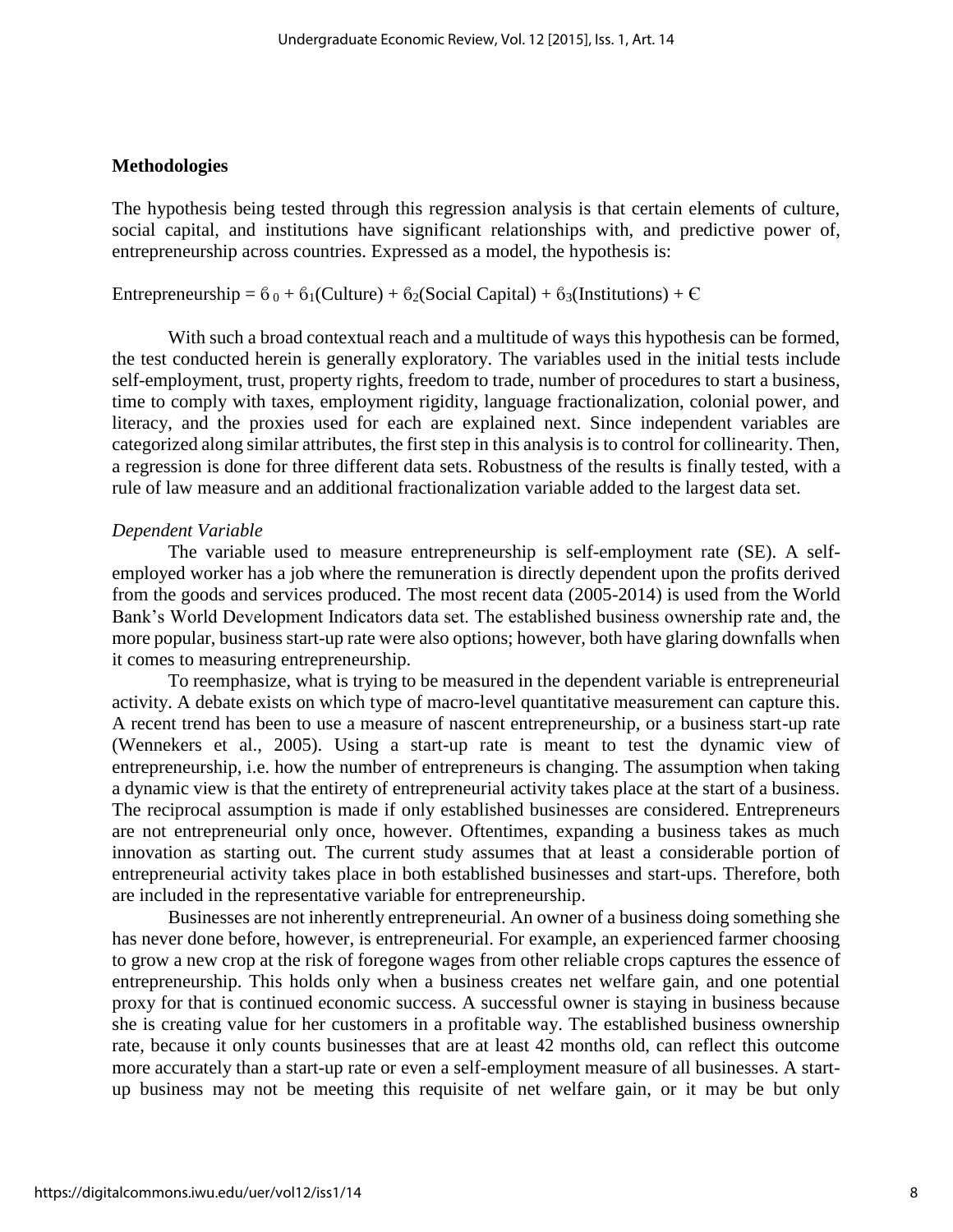## Methodologies

The hypothesis being tested through this regression analysis is that certain elements of culture, social capital, and institutions have significant relationships with, and predictive power of, entrepreneurship across countries. Expressed as a model, the hypothesis is:

$$\text{Entrepreneurship} = \beta_0 + \beta_1(\text{Culture}) + \beta_2(\text{Social Capital}) + \beta_3(\text{Institutions}) + \epsilon$$

With such a broad contextual reach and a multitude of ways this hypothesis can be formed, the test conducted herein is generally exploratory. The variables used in the initial tests include self-employment, trust, property rights, freedom to trade, number of procedures to start a business, time to comply with taxes, employment rigidity, language fractionalization, colonial power, and literacy, and the proxies used for each are explained next. Since independent variables are categorized along similar attributes, the first step in this analysis is to control for collinearity. Then, a regression is done for three different data sets. Robustness of the results is finally tested, with a rule of law measure and an additional fractionalization variable added to the largest data set.

*Dependent Variable*

The variable used to measure entrepreneurship is self-employment rate (SE). A self-employed worker has a job where the remuneration is directly dependent upon the profits derived from the goods and services produced. The most recent data (2005-2014) is used from the World Bank's World Development Indicators data set. The established business ownership rate and, the more popular, business start-up rate were also options; however, both have glaring downfalls when it comes to measuring entrepreneurship.

To reemphasize, what is trying to be measured in the dependent variable is entrepreneurial activity. A debate exists on which type of macro-level quantitative measurement can capture this. A recent trend has been to use a measure of nascent entrepreneurship, or a business start-up rate (Wennekers et al., 2005). Using a start-up rate is meant to test the dynamic view of entrepreneurship, i.e. how the number of entrepreneurs is changing. The assumption when taking a dynamic view is that the entirety of entrepreneurial activity takes place at the start of a business. The reciprocal assumption is made if only established businesses are considered. Entrepreneurs are not entrepreneurial only once, however. Oftentimes, expanding a business takes as much innovation as starting out. The current study assumes that at least a considerable portion of entrepreneurial activity takes place in both established businesses and start-ups. Therefore, both are included in the representative variable for entrepreneurship.

Businesses are not inherently entrepreneurial. An owner of a business doing something she has never done before, however, is entrepreneurial. For example, an experienced farmer choosing to grow a new crop at the risk of foregone wages from other reliable crops captures the essence of entrepreneurship. This holds only when a business creates net welfare gain, and one potential proxy for that is continued economic success. A successful owner is staying in business because she is creating value for her customers in a profitable way. The established business ownership rate, because it only counts businesses that are at least 42 months old, can reflect this outcome more accurately than a start-up rate or even a self-employment measure of all businesses. A start-up business may not be meeting this requisite of net welfare gain, or it may be but only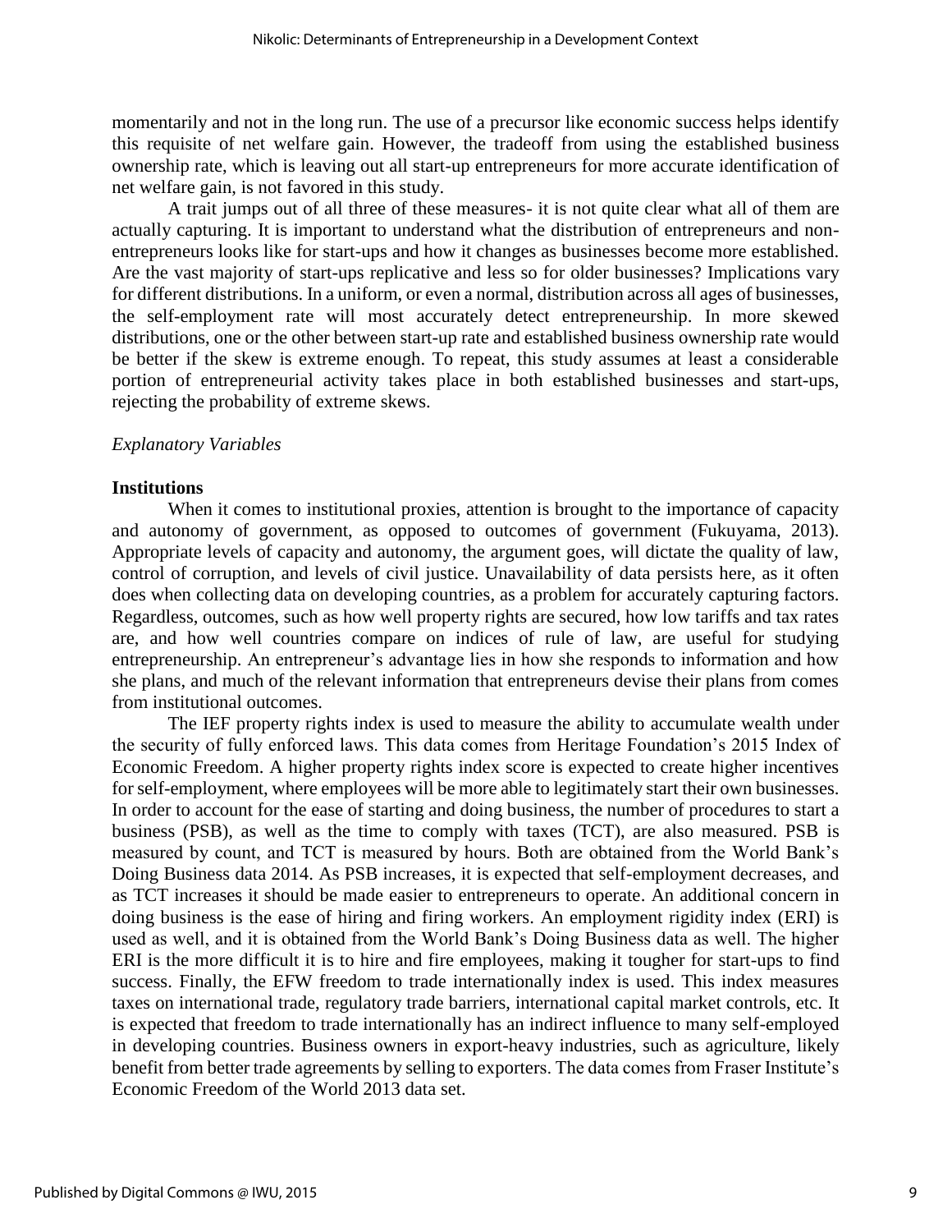momentarily and not in the long run. The use of a precursor like economic success helps identify this requisite of net welfare gain. However, the tradeoff from using the established business ownership rate, which is leaving out all start-up entrepreneurs for more accurate identification of net welfare gain, is not favored in this study.

A trait jumps out of all three of these measures- it is not quite clear what all of them are actually capturing. It is important to understand what the distribution of entrepreneurs and non-entrepreneurs looks like for start-ups and how it changes as businesses become more established. Are the vast majority of start-ups replicative and less so for older businesses? Implications vary for different distributions. In a uniform, or even a normal, distribution across all ages of businesses, the self-employment rate will most accurately detect entrepreneurship. In more skewed distributions, one or the other between start-up rate and established business ownership rate would be better if the skew is extreme enough. To repeat, this study assumes at least a considerable portion of entrepreneurial activity takes place in both established businesses and start-ups, rejecting the probability of extreme skews.

*Explanatory Variables*

**Institutions**

When it comes to institutional proxies, attention is brought to the importance of capacity and autonomy of government, as opposed to outcomes of government (Fukuyama, 2013). Appropriate levels of capacity and autonomy, the argument goes, will dictate the quality of law, control of corruption, and levels of civil justice. Unavailability of data persists here, as it often does when collecting data on developing countries, as a problem for accurately capturing factors. Regardless, outcomes, such as how well property rights are secured, how low tariffs and tax rates are, and how well countries compare on indices of rule of law, are useful for studying entrepreneurship. An entrepreneur's advantage lies in how she responds to information and how she plans, and much of the relevant information that entrepreneurs devise their plans from comes from institutional outcomes.

The IEF property rights index is used to measure the ability to accumulate wealth under the security of fully enforced laws. This data comes from Heritage Foundation's 2015 Index of Economic Freedom. A higher property rights index score is expected to create higher incentives for self-employment, where employees will be more able to legitimately start their own businesses. In order to account for the ease of starting and doing business, the number of procedures to start a business (PSB), as well as the time to comply with taxes (TCT), are also measured. PSB is measured by count, and TCT is measured by hours. Both are obtained from the World Bank's Doing Business data 2014. As PSB increases, it is expected that self-employment decreases, and as TCT increases it should be made easier to entrepreneurs to operate. An additional concern in doing business is the ease of hiring and firing workers. An employment rigidity index (ERI) is used as well, and it is obtained from the World Bank's Doing Business data as well. The higher ERI is the more difficult it is to hire and fire employees, making it tougher for start-ups to find success. Finally, the EFW freedom to trade internationally index is used. This index measures taxes on international trade, regulatory trade barriers, international capital market controls, etc. It is expected that freedom to trade internationally has an indirect influence to many self-employed in developing countries. Business owners in export-heavy industries, such as agriculture, likely benefit from better trade agreements by selling to exporters. The data comes from Fraser Institute's Economic Freedom of the World 2013 data set.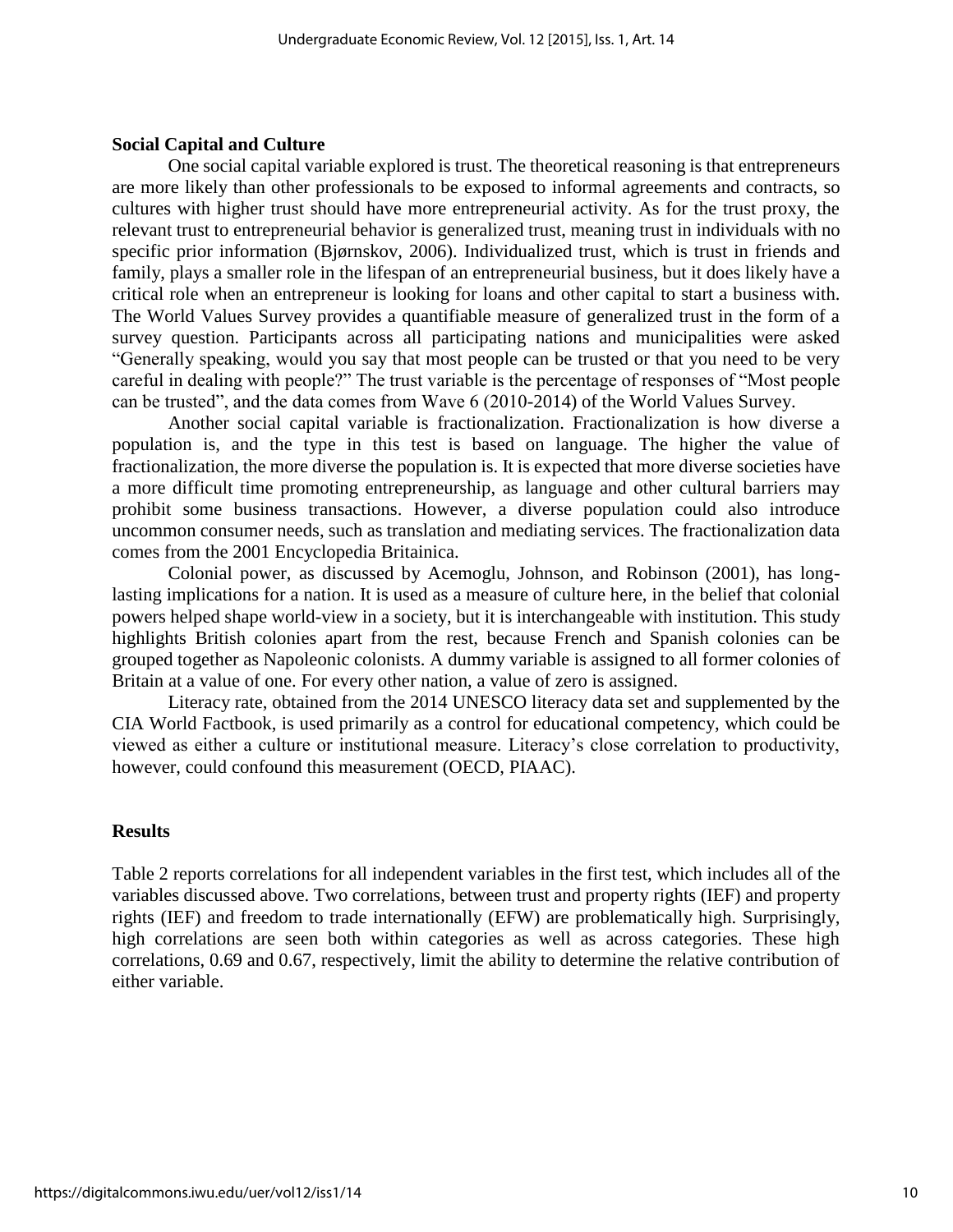### Social Capital and Culture

One social capital variable explored is trust. The theoretical reasoning is that entrepreneurs are more likely than other professionals to be exposed to informal agreements and contracts, so cultures with higher trust should have more entrepreneurial activity. As for the trust proxy, the relevant trust to entrepreneurial behavior is generalized trust, meaning trust in individuals with no specific prior information (Bjørnskov, 2006). Individualized trust, which is trust in friends and family, plays a smaller role in the lifespan of an entrepreneurial business, but it does likely have a critical role when an entrepreneur is looking for loans and other capital to start a business with. The World Values Survey provides a quantifiable measure of generalized trust in the form of a survey question. Participants across all participating nations and municipalities were asked "Generally speaking, would you say that most people can be trusted or that you need to be very careful in dealing with people?" The trust variable is the percentage of responses of "Most people can be trusted", and the data comes from Wave 6 (2010-2014) of the World Values Survey.

Another social capital variable is fractionalization. Fractionalization is how diverse a population is, and the type in this test is based on language. The higher the value of fractionalization, the more diverse the population is. It is expected that more diverse societies have a more difficult time promoting entrepreneurship, as language and other cultural barriers may prohibit some business transactions. However, a diverse population could also introduce uncommon consumer needs, such as translation and mediating services. The fractionalization data comes from the 2001 Encyclopedia Britainica.

Colonial power, as discussed by Acemoglu, Johnson, and Robinson (2001), has long-lasting implications for a nation. It is used as a measure of culture here, in the belief that colonial powers helped shape world-view in a society, but it is interchangeable with institution. This study highlights British colonies apart from the rest, because French and Spanish colonies can be grouped together as Napoleonic colonists. A dummy variable is assigned to all former colonies of Britain at a value of one. For every other nation, a value of zero is assigned.

Literacy rate, obtained from the 2014 UNESCO literacy data set and supplemented by the CIA World Factbook, is used primarily as a control for educational competency, which could be viewed as either a culture or institutional measure. Literacy's close correlation to productivity, however, could confound this measurement (OECD, PIAAC).

### Results

Table 2 reports correlations for all independent variables in the first test, which includes all of the variables discussed above. Two correlations, between trust and property rights (IEF) and property rights (IEF) and freedom to trade internationally (EFW) are problematically high. Surprisingly, high correlations are seen both within categories as well as across categories. These high correlations, 0.69 and 0.67, respectively, limit the ability to determine the relative contribution of either variable.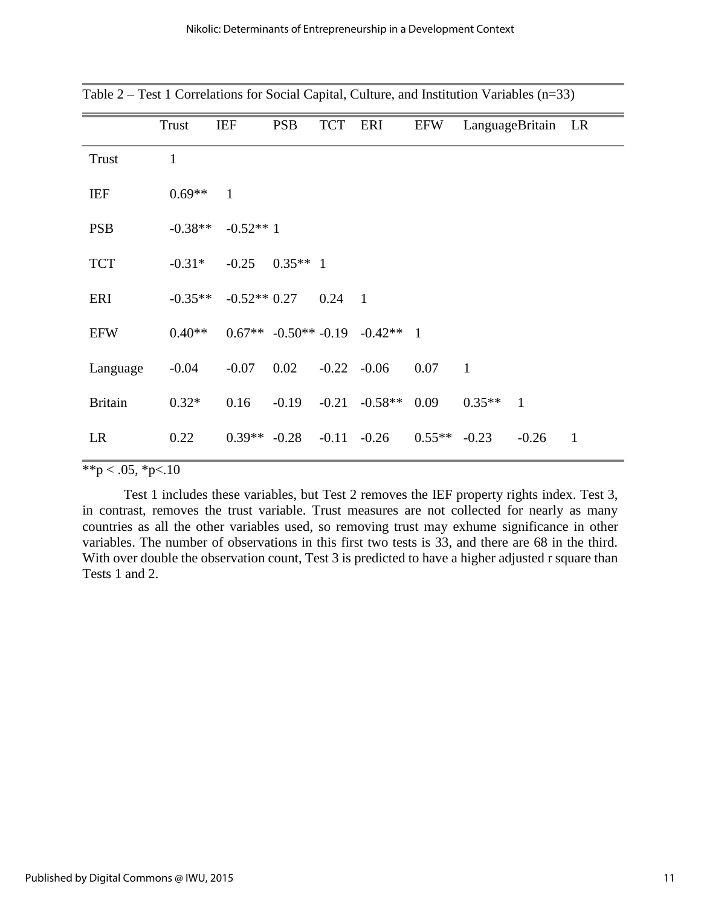Table 2 – Test 1 Correlations for Social Capital, Culture, and Institution Variables (n=33)

| | Trust | IEF | PSB | TCT | ERI | EFW | Language | Britain | LR |
|---|---|---|---|---|---|---|---|---|---|
| Trust | 1 | | | | | | | | |
| IEF | 0.69** | 1 | | | | | | | |
| PSB | -0.38** | -0.52** | 1 | | | | | | |
| TCT | -0.31* | -0.25 | 0.35** | 1 | | | | | |
| ERI | -0.35** | -0.52** | 0.27 | 0.24 | 1 | | | | |
| EFW | 0.40** | 0.67** | -0.50** | -0.19 | -0.42** | 1 | | | |
| Language | -0.04 | -0.07 | 0.02 | -0.22 | -0.06 | 0.07 | 1 | | |
| Britain | 0.32* | 0.16 | -0.19 | -0.21 | -0.58** | 0.09 | 0.35** | 1 | |
| LR | 0.22 | 0.39** | -0.28 | -0.11 | -0.26 | 0.55** | -0.23 | -0.26 | 1 |

**p < .05, *p<.10

Test 1 includes these variables, but Test 2 removes the IEF property rights index. Test 3, in contrast, removes the trust variable. Trust measures are not collected for nearly as many countries as all the other variables used, so removing trust may exhume significance in other variables. The number of observations in this first two tests is 33, and there are 68 in the third. With over double the observation count, Test 3 is predicted to have a higher adjusted r square than Tests 1 and 2.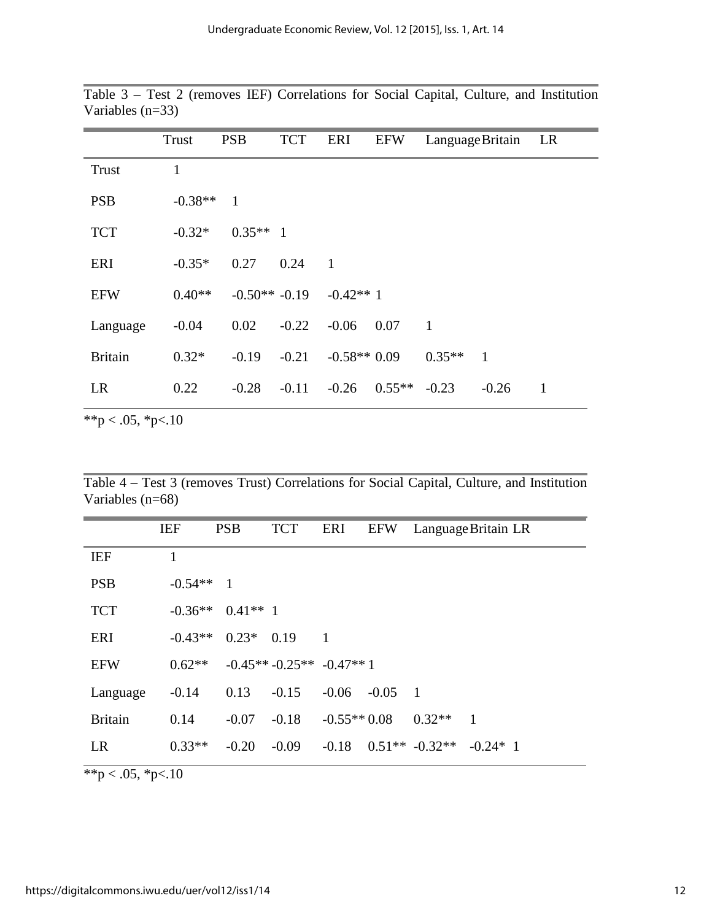Table 3 – Test 2 (removes IEF) Correlations for Social Capital, Culture, and Institution Variables (n=33)

| | Trust | PSB | TCT | ERI | EFW | Language | Britain | LR |
|---|---|---|---|---|---|---|---|---|
| Trust | 1 | | | | | | | |
| PSB | -0.38** | 1 | | | | | | |
| TCT | -0.32* | 0.35** | 1 | | | | | |
| ERI | -0.35* | 0.27 | 0.24 | 1 | | | | |
| EFW | 0.40** | -0.50** | -0.19 | -0.42** | 1 | | | |
| Language | -0.04 | 0.02 | -0.22 | -0.06 | 0.07 | 1 | | |
| Britain | 0.32* | -0.19 | -0.21 | -0.58** | 0.09 | 0.35** | 1 | |
| LR | 0.22 | -0.28 | -0.11 | -0.26 | 0.55** | -0.23 | -0.26 | 1 |

**p < .05, *p<.10

Table 4 – Test 3 (removes Trust) Correlations for Social Capital, Culture, and Institution Variables (n=68)

| | IEF | PSB | TCT | ERI | EFW | Language | Britain | LR |
|---|---|---|---|---|---|---|---|---|
| IEF | 1 | | | | | | | |
| PSB | -0.54** | 1 | | | | | | |
| TCT | -0.36** | 0.41** | 1 | | | | | |
| ERI | -0.43** | 0.23* | 0.19 | 1 | | | | |
| EFW | 0.62** | -0.45** | -0.25** | -0.47** | 1 | | | |
| Language | -0.14 | 0.13 | -0.15 | -0.06 | -0.05 | 1 | | |
| Britain | 0.14 | -0.07 | -0.18 | -0.55** | 0.08 | 0.32** | 1 | |
| LR | 0.33** | -0.20 | -0.09 | -0.18 | 0.51** | -0.32** | -0.24* | 1 |

**p < .05, *p<.10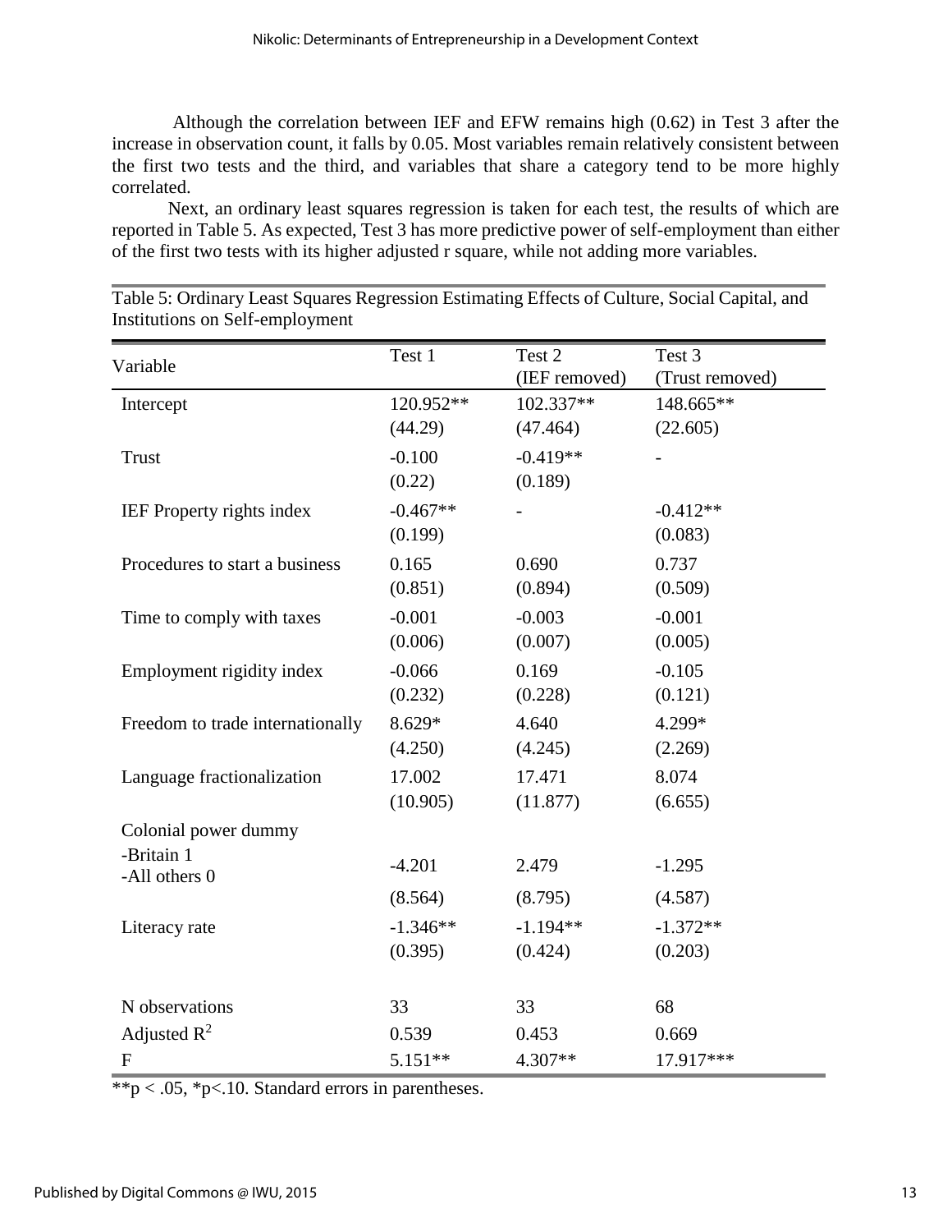Although the correlation between IEF and EFW remains high (0.62) in Test 3 after the increase in observation count, it falls by 0.05. Most variables remain relatively consistent between the first two tests and the third, and variables that share a category tend to be more highly correlated.

Next, an ordinary least squares regression is taken for each test, the results of which are reported in Table 5. As expected, Test 3 has more predictive power of self-employment than either of the first two tests with its higher adjusted r square, while not adding more variables.

Table 5: Ordinary Least Squares Regression Estimating Effects of Culture, Social Capital, and Institutions on Self-employment

| Variable | Test 1 | Test 2 (IEF removed) | Test 3 (Trust removed) |
|---|---|---|---|
| Intercept | 120.952** | 102.337** | 148.665** |
| | (44.29) | (47.464) | (22.605) |
| Trust | -0.100 | -0.419** | - |
| | (0.22) | (0.189) | |
| IEF Property rights index | -0.467** | - | -0.412** |
| | (0.199) | | (0.083) |
| Procedures to start a business | 0.165 | 0.690 | 0.737 |
| | (0.851) | (0.894) | (0.509) |
| Time to comply with taxes | -0.001 | -0.003 | -0.001 |
| | (0.006) | (0.007) | (0.005) |
| Employment rigidity index | -0.066 | 0.169 | -0.105 |
| | (0.232) | (0.228) | (0.121) |
| Freedom to trade internationally | 8.629* | 4.640 | 4.299* |
| | (4.250) | (4.245) | (2.269) |
| Language fractionalization | 17.002 | 17.471 | 8.074 |
| | (10.905) | (11.877) | (6.655) |
| Colonial power dummy -Britain 1 -All others 0 | -4.201 | 2.479 | -1.295 |
| | (8.564) | (8.795) | (4.587) |
| Literacy rate | -1.346** | -1.194** | -1.372** |
| | (0.395) | (0.424) | (0.203) |
| N observations | 33 | 33 | 68 |
| Adjusted $R^2$ | 0.539 | 0.453 | 0.669 |
| F | 5.151** | 4.307** | 17.917*** |

**p < .05, *p<.10. Standard errors in parentheses.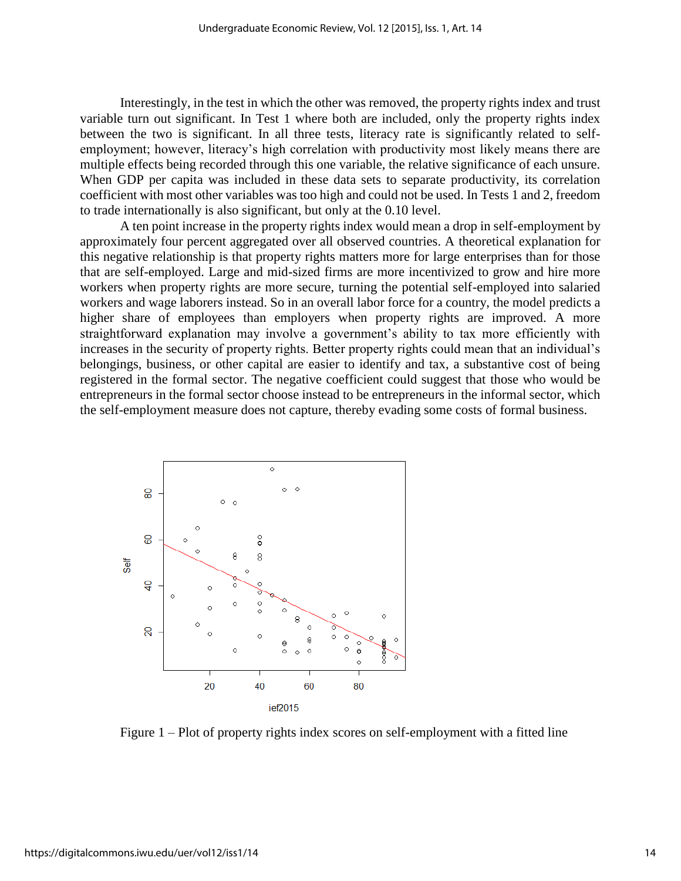Interestingly, in the test in which the other was removed, the property rights index and trust variable turn out significant. In Test 1 where both are included, only the property rights index between the two is significant. In all three tests, literacy rate is significantly related to self-employment; however, literacy's high correlation with productivity most likely means there are multiple effects being recorded through this one variable, the relative significance of each unsure. When GDP per capita was included in these data sets to separate productivity, its correlation coefficient with most other variables was too high and could not be used. In Tests 1 and 2, freedom to trade internationally is also significant, but only at the 0.10 level.

A ten point increase in the property rights index would mean a drop in self-employment by approximately four percent aggregated over all observed countries. A theoretical explanation for this negative relationship is that property rights matters more for large enterprises than for those that are self-employed. Large and mid-sized firms are more incentivized to grow and hire more workers when property rights are more secure, turning the potential self-employed into salaried workers and wage laborers instead. So in an overall labor force for a country, the model predicts a higher share of employees than employers when property rights are improved. A more straightforward explanation may involve a government's ability to tax more efficiently with increases in the security of property rights. Better property rights could mean that an individual's belongings, business, or other capital are easier to identify and tax, a substantive cost of being registered in the formal sector. The negative coefficient could suggest that those who would be entrepreneurs in the formal sector choose instead to be entrepreneurs in the informal sector, which the self-employment measure does not capture, thereby evading some costs of formal business.

Figure 1 – Plot of property rights index scores on self-employment with a fitted line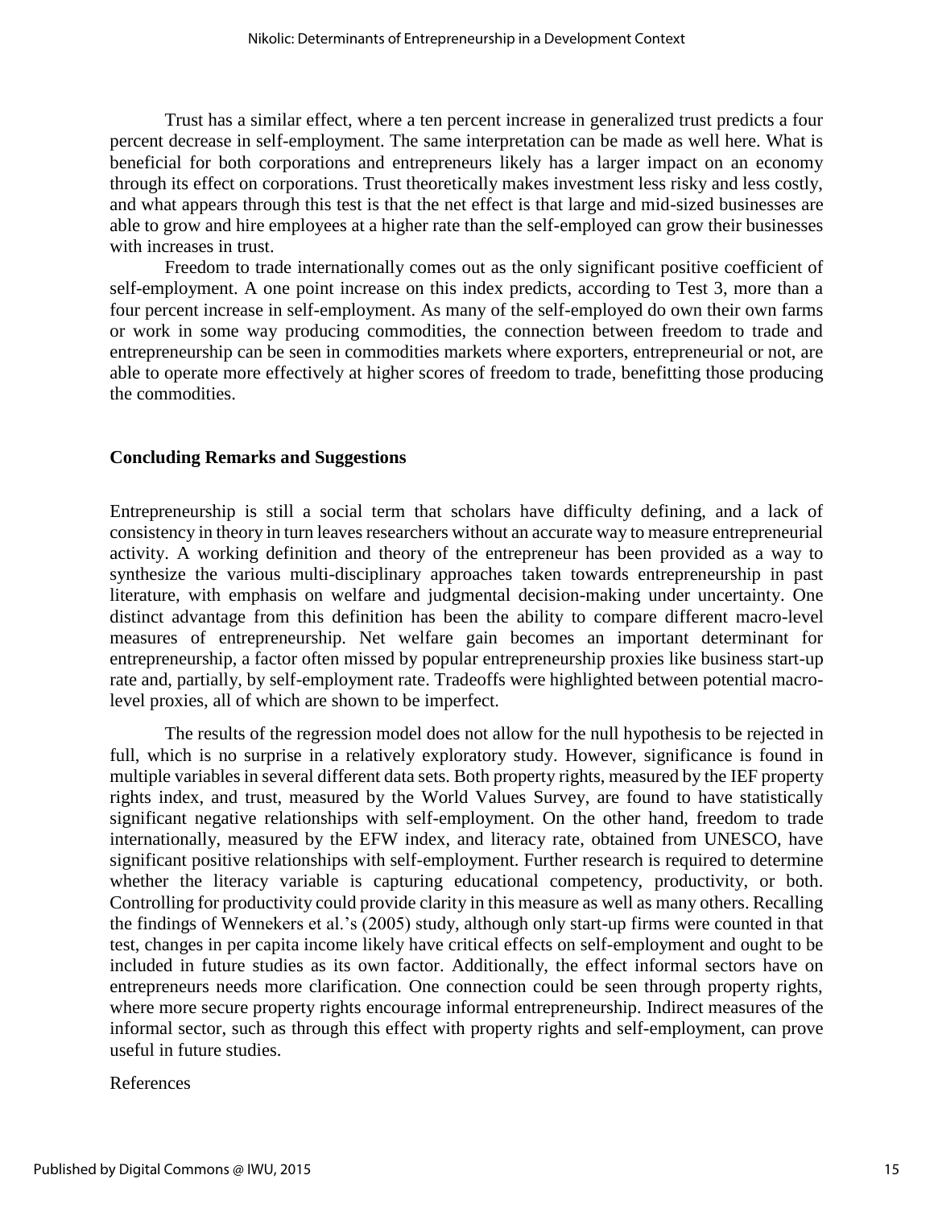Trust has a similar effect, where a ten percent increase in generalized trust predicts a four percent decrease in self-employment. The same interpretation can be made as well here. What is beneficial for both corporations and entrepreneurs likely has a larger impact on an economy through its effect on corporations. Trust theoretically makes investment less risky and less costly, and what appears through this test is that the net effect is that large and mid-sized businesses are able to grow and hire employees at a higher rate than the self-employed can grow their businesses with increases in trust.

Freedom to trade internationally comes out as the only significant positive coefficient of self-employment. A one point increase on this index predicts, according to Test 3, more than a four percent increase in self-employment. As many of the self-employed do own their own farms or work in some way producing commodities, the connection between freedom to trade and entrepreneurship can be seen in commodities markets where exporters, entrepreneurial or not, are able to operate more effectively at higher scores of freedom to trade, benefitting those producing the commodities.

## Concluding Remarks and Suggestions

Entrepreneurship is still a social term that scholars have difficulty defining, and a lack of consistency in theory in turn leaves researchers without an accurate way to measure entrepreneurial activity. A working definition and theory of the entrepreneur has been provided as a way to synthesize the various multi-disciplinary approaches taken towards entrepreneurship in past literature, with emphasis on welfare and judgmental decision-making under uncertainty. One distinct advantage from this definition has been the ability to compare different macro-level measures of entrepreneurship. Net welfare gain becomes an important determinant for entrepreneurship, a factor often missed by popular entrepreneurship proxies like business start-up rate and, partially, by self-employment rate. Tradeoffs were highlighted between potential macro-level proxies, all of which are shown to be imperfect.

The results of the regression model does not allow for the null hypothesis to be rejected in full, which is no surprise in a relatively exploratory study. However, significance is found in multiple variables in several different data sets. Both property rights, measured by the IEF property rights index, and trust, measured by the World Values Survey, are found to have statistically significant negative relationships with self-employment. On the other hand, freedom to trade internationally, measured by the EFW index, and literacy rate, obtained from UNESCO, have significant positive relationships with self-employment. Further research is required to determine whether the literacy variable is capturing educational competency, productivity, or both. Controlling for productivity could provide clarity in this measure as well as many others. Recalling the findings of Wennekers et al.'s (2005) study, although only start-up firms were counted in that test, changes in per capita income likely have critical effects on self-employment and ought to be included in future studies as its own factor. Additionally, the effect informal sectors have on entrepreneurs needs more clarification. One connection could be seen through property rights, where more secure property rights encourage informal entrepreneurship. Indirect measures of the informal sector, such as through this effect with property rights and self-employment, can prove useful in future studies.

References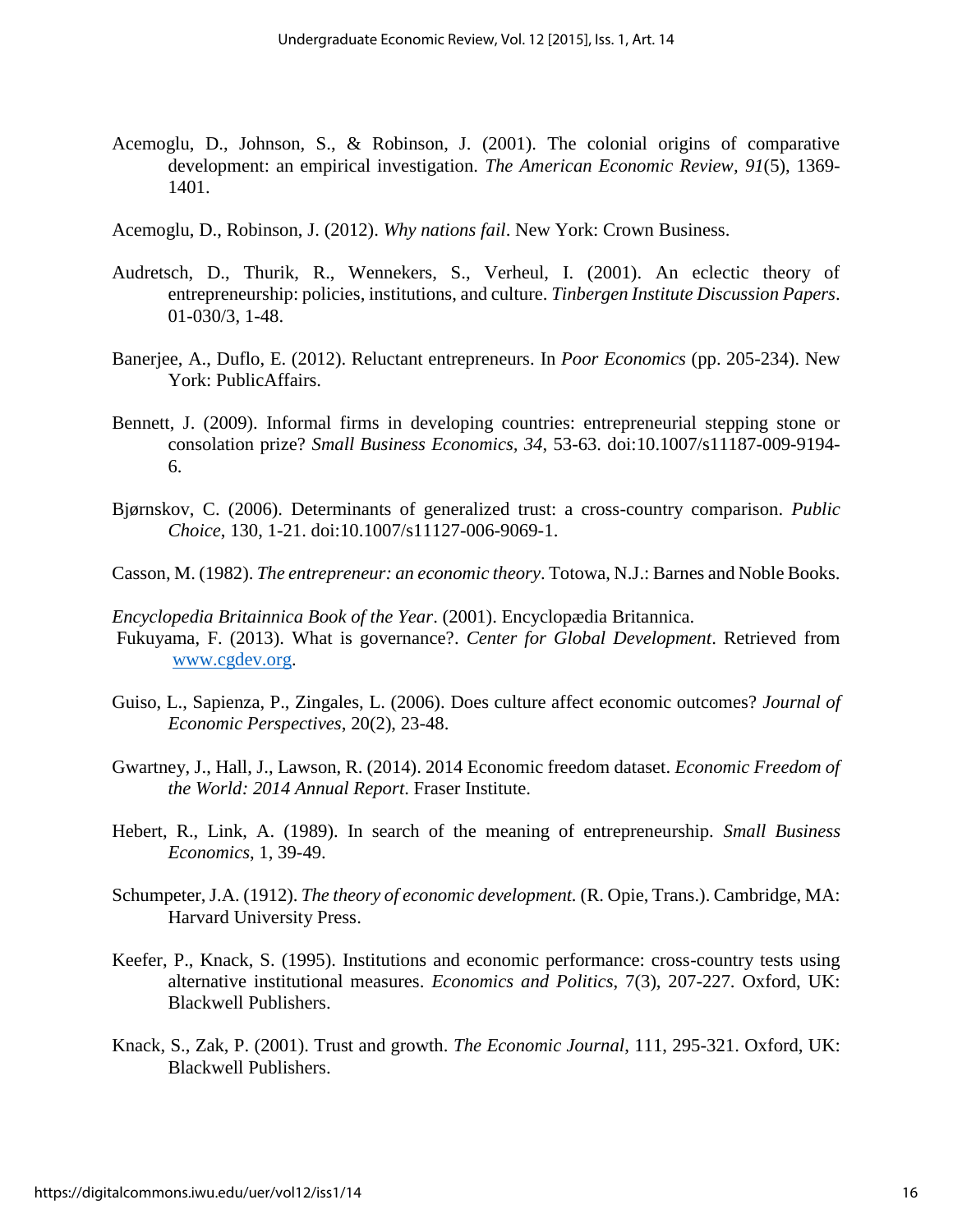Acemoglu, D., Johnson, S., & Robinson, J. (2001). The colonial origins of comparative development: an empirical investigation. *The American Economic Review*, *91*(5), 1369-1401.

Acemoglu, D., Robinson, J. (2012). *Why nations fail*. New York: Crown Business.

Audretsch, D., Thurik, R., Wennekers, S., Verheul, I. (2001). An eclectic theory of entrepreneurship: policies, institutions, and culture. *Tinbergen Institute Discussion Papers*. 01-030/3, 1-48.

Banerjee, A., Duflo, E. (2012). Reluctant entrepreneurs. In *Poor Economics* (pp. 205-234). New York: PublicAffairs.

Bennett, J. (2009). Informal firms in developing countries: entrepreneurial stepping stone or consolation prize? *Small Business Economics*, *34*, 53-63. doi:10.1007/s11187-009-9194-6.

Bjørnskov, C. (2006). Determinants of generalized trust: a cross-country comparison. *Public Choice*, 130, 1-21. doi:10.1007/s11127-006-9069-1.

Casson, M. (1982). *The entrepreneur: an economic theory*. Totowa, N.J.: Barnes and Noble Books.

*Encyclopedia Britainnica Book of the Year*. (2001). Encyclopædia Britannica.

Fukuyama, F. (2013). What is governance?. *Center for Global Development*. Retrieved from www.cgdev.org.

Guiso, L., Sapienza, P., Zingales, L. (2006). Does culture affect economic outcomes? *Journal of Economic Perspectives*, 20(2), 23-48.

Gwartney, J., Hall, J., Lawson, R. (2014). 2014 Economic freedom dataset. *Economic Freedom of the World: 2014 Annual Report*. Fraser Institute.

Hebert, R., Link, A. (1989). In search of the meaning of entrepreneurship. *Small Business Economics*, 1, 39-49.

Schumpeter, J.A. (1912). *The theory of economic development.* (R. Opie, Trans.). Cambridge, MA: Harvard University Press.

Keefer, P., Knack, S. (1995). Institutions and economic performance: cross-country tests using alternative institutional measures. *Economics and Politics*, 7(3), 207-227. Oxford, UK: Blackwell Publishers.

Knack, S., Zak, P. (2001). Trust and growth. *The Economic Journal*, 111, 295-321. Oxford, UK: Blackwell Publishers.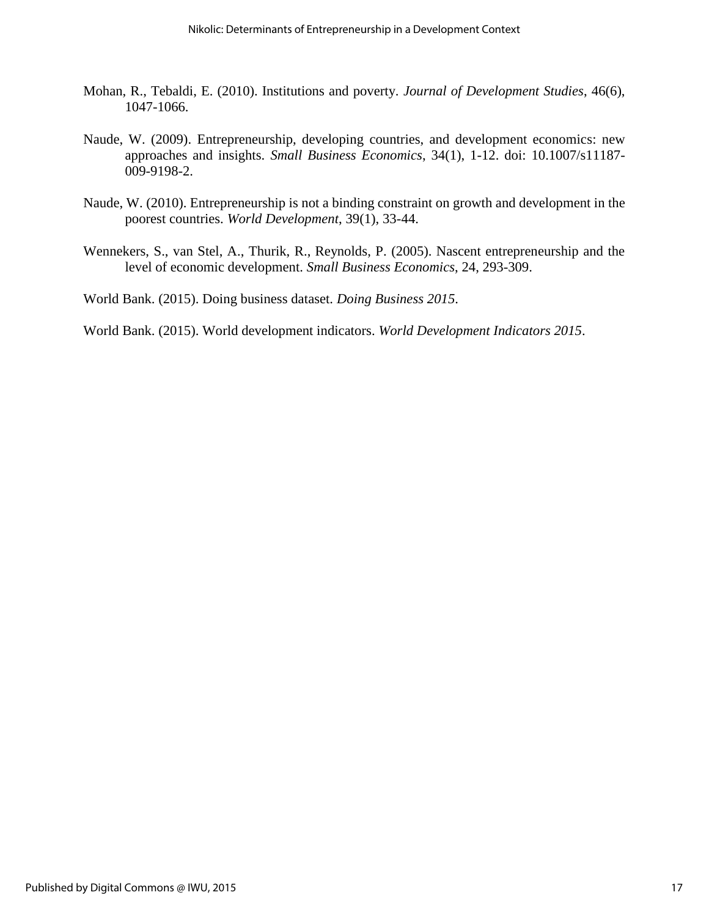Mohan, R., Tebaldi, E. (2010). Institutions and poverty. *Journal of Development Studies*, 46(6), 1047-1066.

Naude, W. (2009). Entrepreneurship, developing countries, and development economics: new approaches and insights. *Small Business Economics*, 34(1), 1-12. doi: 10.1007/s11187-009-9198-2.

Naude, W. (2010). Entrepreneurship is not a binding constraint on growth and development in the poorest countries. *World Development*, 39(1), 33-44.

Wennekers, S., van Stel, A., Thurik, R., Reynolds, P. (2005). Nascent entrepreneurship and the level of economic development. *Small Business Economics*, 24, 293-309.

World Bank. (2015). Doing business dataset. *Doing Business 2015*.

World Bank. (2015). World development indicators. *World Development Indicators 2015*.